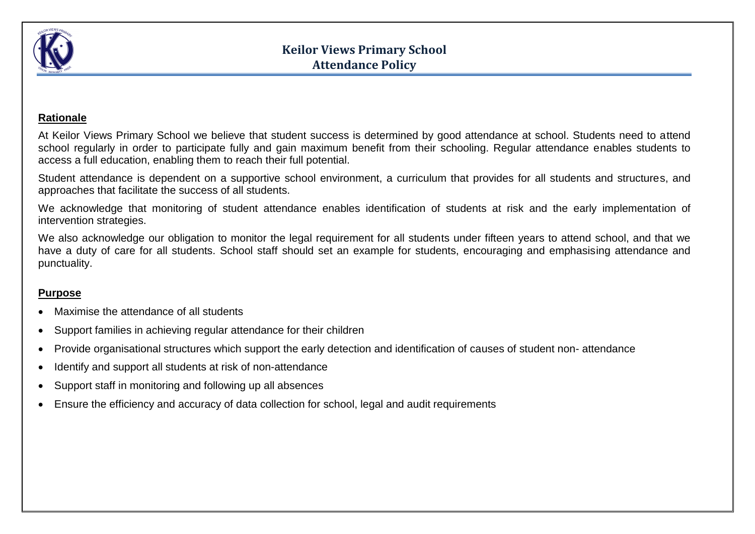# Keilor Views Primary School
## Attendance Policy

### Rationale

At Keilor Views Primary School we believe that student success is determined by good attendance at school. Students need to attend school regularly in order to participate fully and gain maximum benefit from their schooling. Regular attendance enables students to access a full education, enabling them to reach their full potential.

Student attendance is dependent on a supportive school environment, a curriculum that provides for all students and structures, and approaches that facilitate the success of all students.

We acknowledge that monitoring of student attendance enables identification of students at risk and the early implementation of intervention strategies.

We also acknowledge our obligation to monitor the legal requirement for all students under fifteen years to attend school, and that we have a duty of care for all students. School staff should set an example for students, encouraging and emphasising attendance and punctuality.

### Purpose

- Maximise the attendance of all students
- Support families in achieving regular attendance for their children
- Provide organisational structures which support the early detection and identification of causes of student non- attendance
- Identify and support all students at risk of non-attendance
- Support staff in monitoring and following up all absences
- Ensure the efficiency and accuracy of data collection for school, legal and audit requirements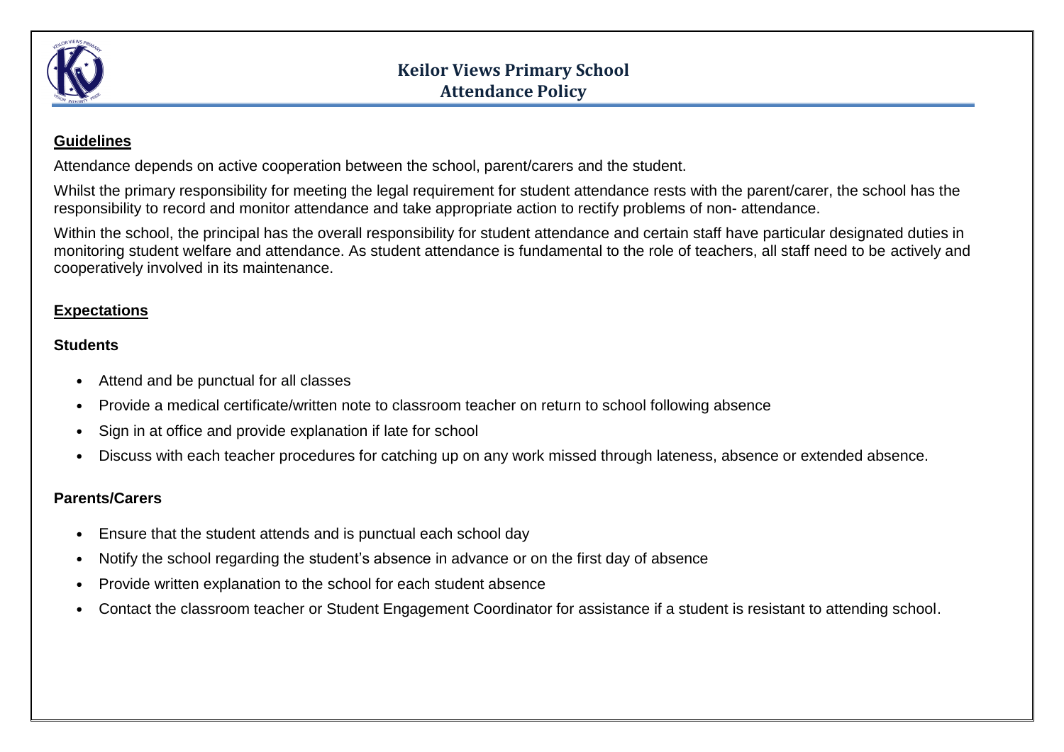# Keilor Views Primary School
## Attendance Policy

**Guidelines**

Attendance depends on active cooperation between the school, parent/carers and the student.

Whilst the primary responsibility for meeting the legal requirement for student attendance rests with the parent/carer, the school has the responsibility to record and monitor attendance and take appropriate action to rectify problems of non- attendance.

Within the school, the principal has the overall responsibility for student attendance and certain staff have particular designated duties in monitoring student welfare and attendance. As student attendance is fundamental to the role of teachers, all staff need to be actively and cooperatively involved in its maintenance.

**Expectations**

**Students**

- Attend and be punctual for all classes
- Provide a medical certificate/written note to classroom teacher on return to school following absence
- Sign in at office and provide explanation if late for school
- Discuss with each teacher procedures for catching up on any work missed through lateness, absence or extended absence.

**Parents/Carers**

- Ensure that the student attends and is punctual each school day
- Notify the school regarding the student's absence in advance or on the first day of absence
- Provide written explanation to the school for each student absence
- Contact the classroom teacher or Student Engagement Coordinator for assistance if a student is resistant to attending school.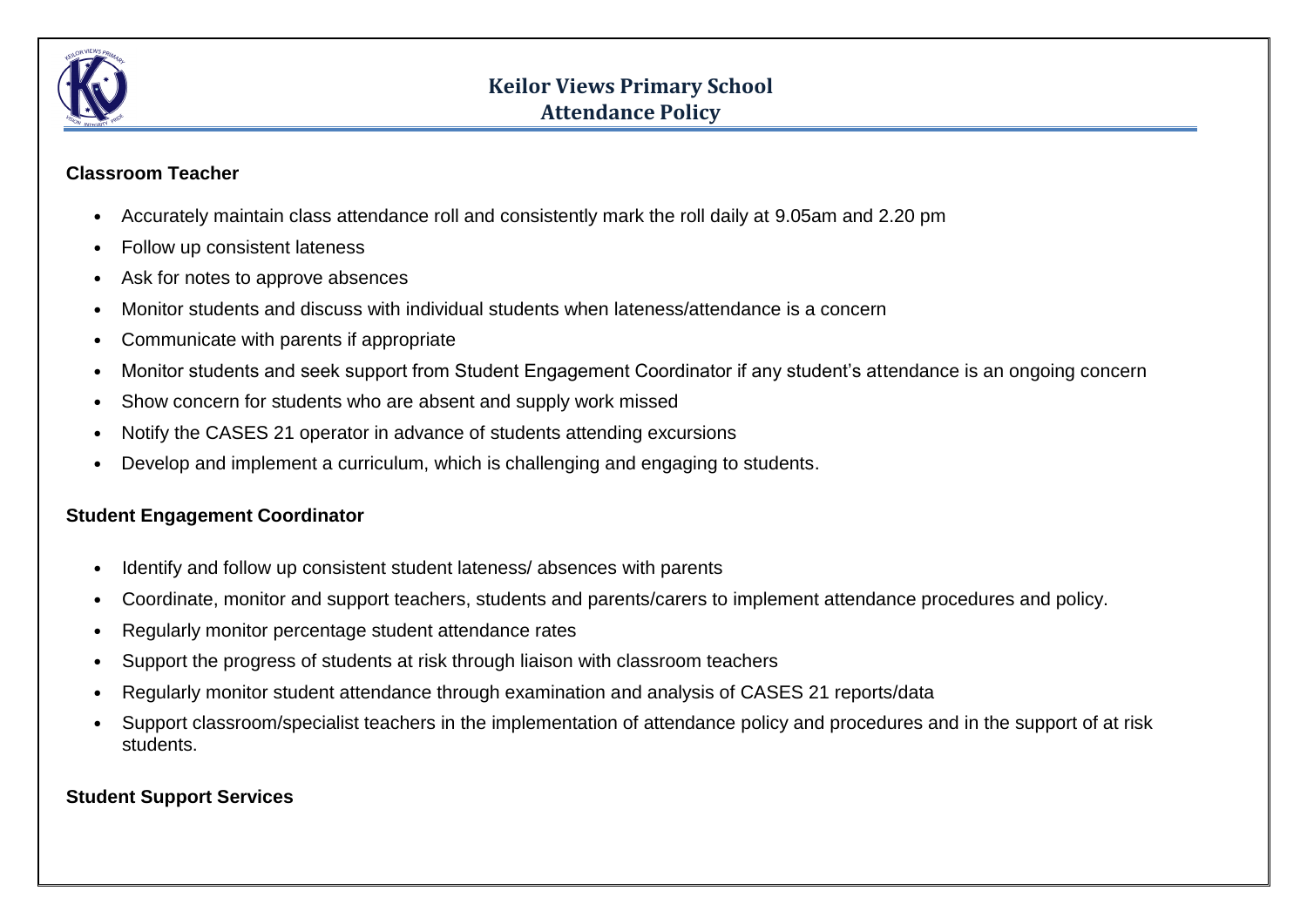### Classroom Teacher

- Accurately maintain class attendance roll and consistently mark the roll daily at 9.05am and 2.20 pm
- Follow up consistent lateness
- Ask for notes to approve absences
- Monitor students and discuss with individual students when lateness/attendance is a concern
- Communicate with parents if appropriate
- Monitor students and seek support from Student Engagement Coordinator if any student's attendance is an ongoing concern
- Show concern for students who are absent and supply work missed
- Notify the CASES 21 operator in advance of students attending excursions
- Develop and implement a curriculum, which is challenging and engaging to students.

### Student Engagement Coordinator

- Identify and follow up consistent student lateness/ absences with parents
- Coordinate, monitor and support teachers, students and parents/carers to implement attendance procedures and policy.
- Regularly monitor percentage student attendance rates
- Support the progress of students at risk through liaison with classroom teachers
- Regularly monitor student attendance through examination and analysis of CASES 21 reports/data
- Support classroom/specialist teachers in the implementation of attendance policy and procedures and in the support of at risk students.

### Student Support Services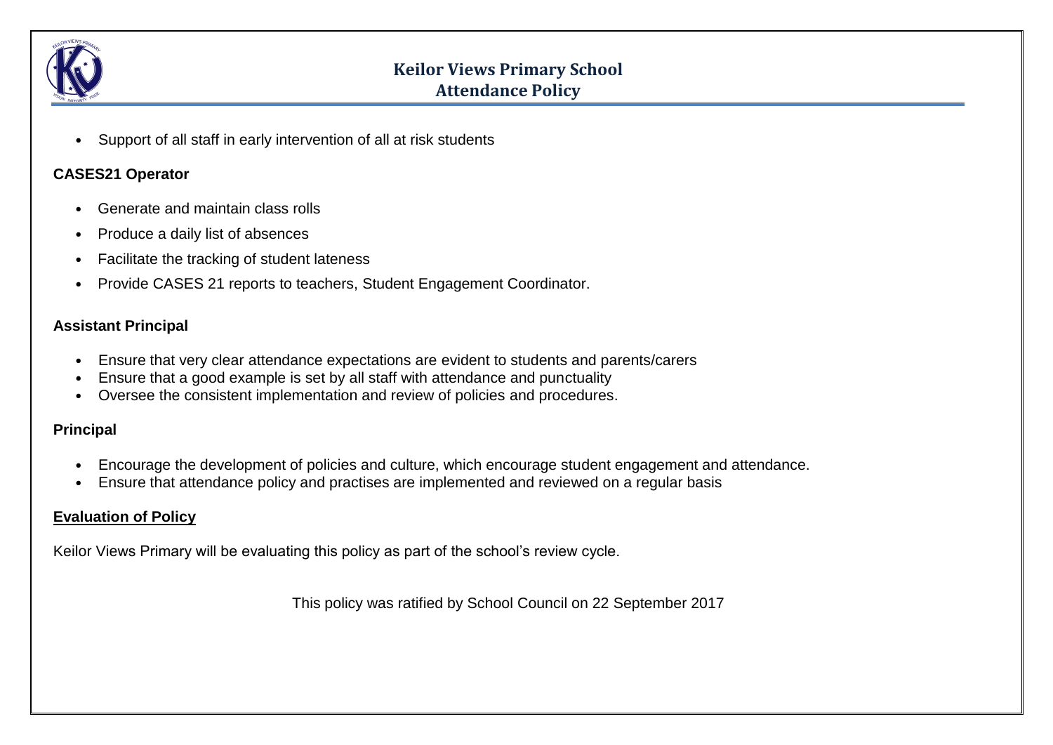- Support of all staff in early intervention of all at risk students

**CASES21 Operator**

- Generate and maintain class rolls
- Produce a daily list of absences
- Facilitate the tracking of student lateness
- Provide CASES 21 reports to teachers, Student Engagement Coordinator.

**Assistant Principal**

- Ensure that very clear attendance expectations are evident to students and parents/carers
- Ensure that a good example is set by all staff with attendance and punctuality
- Oversee the consistent implementation and review of policies and procedures.

**Principal**

- Encourage the development of policies and culture, which encourage student engagement and attendance.
- Ensure that attendance policy and practises are implemented and reviewed on a regular basis

**Evaluation of Policy**

Keilor Views Primary will be evaluating this policy as part of the school's review cycle.

This policy was ratified by School Council on 22 September 2017